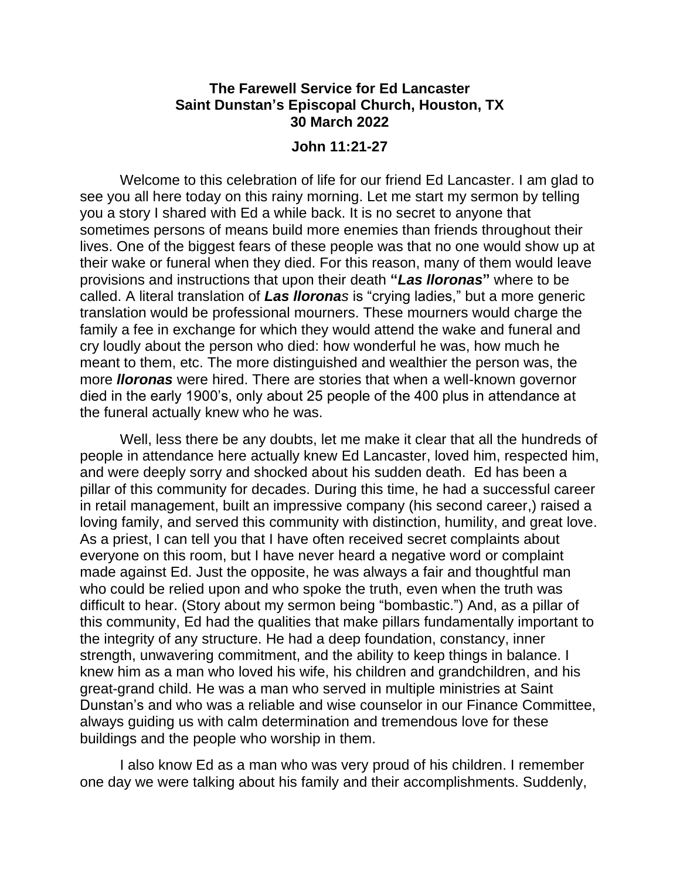**The Farewell Service for Ed Lancaster**
**Saint Dunstan's Episcopal Church, Houston, TX**
**30 March 2022**

**John 11:21-27**

Welcome to this celebration of life for our friend Ed Lancaster. I am glad to see you all here today on this rainy morning. Let me start my sermon by telling you a story I shared with Ed a while back. It is no secret to anyone that sometimes persons of means build more enemies than friends throughout their lives. One of the biggest fears of these people was that no one would show up at their wake or funeral when they died. For this reason, many of them would leave provisions and instructions that upon their death **"*Las lloronas*"** where to be called. A literal translation of ***Las llorona*s** is "crying ladies," but a more generic translation would be professional mourners. These mourners would charge the family a fee in exchange for which they would attend the wake and funeral and cry loudly about the person who died: how wonderful he was, how much he meant to them, etc. The more distinguished and wealthier the person was, the more ***lloronas*** were hired. There are stories that when a well-known governor died in the early 1900's, only about 25 people of the 400 plus in attendance at the funeral actually knew who he was.

Well, less there be any doubts, let me make it clear that all the hundreds of people in attendance here actually knew Ed Lancaster, loved him, respected him, and were deeply sorry and shocked about his sudden death. Ed has been a pillar of this community for decades. During this time, he had a successful career in retail management, built an impressive company (his second career,) raised a loving family, and served this community with distinction, humility, and great love. As a priest, I can tell you that I have often received secret complaints about everyone on this room, but I have never heard a negative word or complaint made against Ed. Just the opposite, he was always a fair and thoughtful man who could be relied upon and who spoke the truth, even when the truth was difficult to hear. (Story about my sermon being "bombastic.") And, as a pillar of this community, Ed had the qualities that make pillars fundamentally important to the integrity of any structure. He had a deep foundation, constancy, inner strength, unwavering commitment, and the ability to keep things in balance. I knew him as a man who loved his wife, his children and grandchildren, and his great-grand child. He was a man who served in multiple ministries at Saint Dunstan's and who was a reliable and wise counselor in our Finance Committee, always guiding us with calm determination and tremendous love for these buildings and the people who worship in them.

I also know Ed as a man who was very proud of his children. I remember one day we were talking about his family and their accomplishments. Suddenly,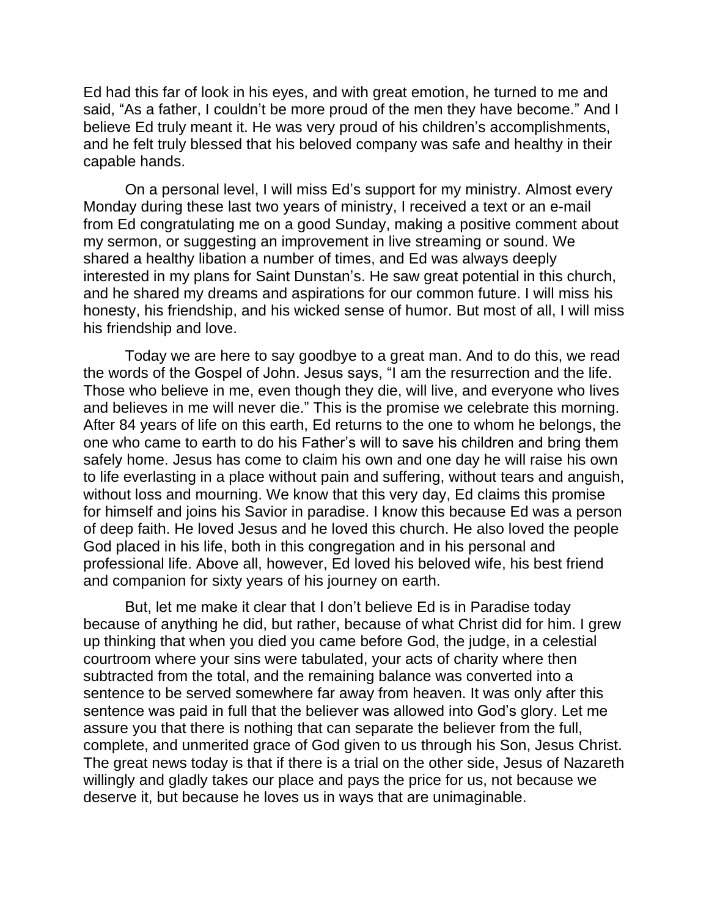Ed had this far of look in his eyes, and with great emotion, he turned to me and said, “As a father, I couldn’t be more proud of the men they have become.” And I believe Ed truly meant it. He was very proud of his children’s accomplishments, and he felt truly blessed that his beloved company was safe and healthy in their capable hands.

On a personal level, I will miss Ed’s support for my ministry. Almost every Monday during these last two years of ministry, I received a text or an e-mail from Ed congratulating me on a good Sunday, making a positive comment about my sermon, or suggesting an improvement in live streaming or sound. We shared a healthy libation a number of times, and Ed was always deeply interested in my plans for Saint Dunstan’s. He saw great potential in this church, and he shared my dreams and aspirations for our common future. I will miss his honesty, his friendship, and his wicked sense of humor. But most of all, I will miss his friendship and love.

Today we are here to say goodbye to a great man. And to do this, we read the words of the Gospel of John. Jesus says, “I am the resurrection and the life. Those who believe in me, even though they die, will live, and everyone who lives and believes in me will never die.” This is the promise we celebrate this morning. After 84 years of life on this earth, Ed returns to the one to whom he belongs, the one who came to earth to do his Father’s will to save his children and bring them safely home. Jesus has come to claim his own and one day he will raise his own to life everlasting in a place without pain and suffering, without tears and anguish, without loss and mourning. We know that this very day, Ed claims this promise for himself and joins his Savior in paradise. I know this because Ed was a person of deep faith. He loved Jesus and he loved this church. He also loved the people God placed in his life, both in this congregation and in his personal and professional life. Above all, however, Ed loved his beloved wife, his best friend and companion for sixty years of his journey on earth.

But, let me make it clear that I don’t believe Ed is in Paradise today because of anything he did, but rather, because of what Christ did for him. I grew up thinking that when you died you came before God, the judge, in a celestial courtroom where your sins were tabulated, your acts of charity where then subtracted from the total, and the remaining balance was converted into a sentence to be served somewhere far away from heaven. It was only after this sentence was paid in full that the believer was allowed into God’s glory. Let me assure you that there is nothing that can separate the believer from the full, complete, and unmerited grace of God given to us through his Son, Jesus Christ. The great news today is that if there is a trial on the other side, Jesus of Nazareth willingly and gladly takes our place and pays the price for us, not because we deserve it, but because he loves us in ways that are unimaginable.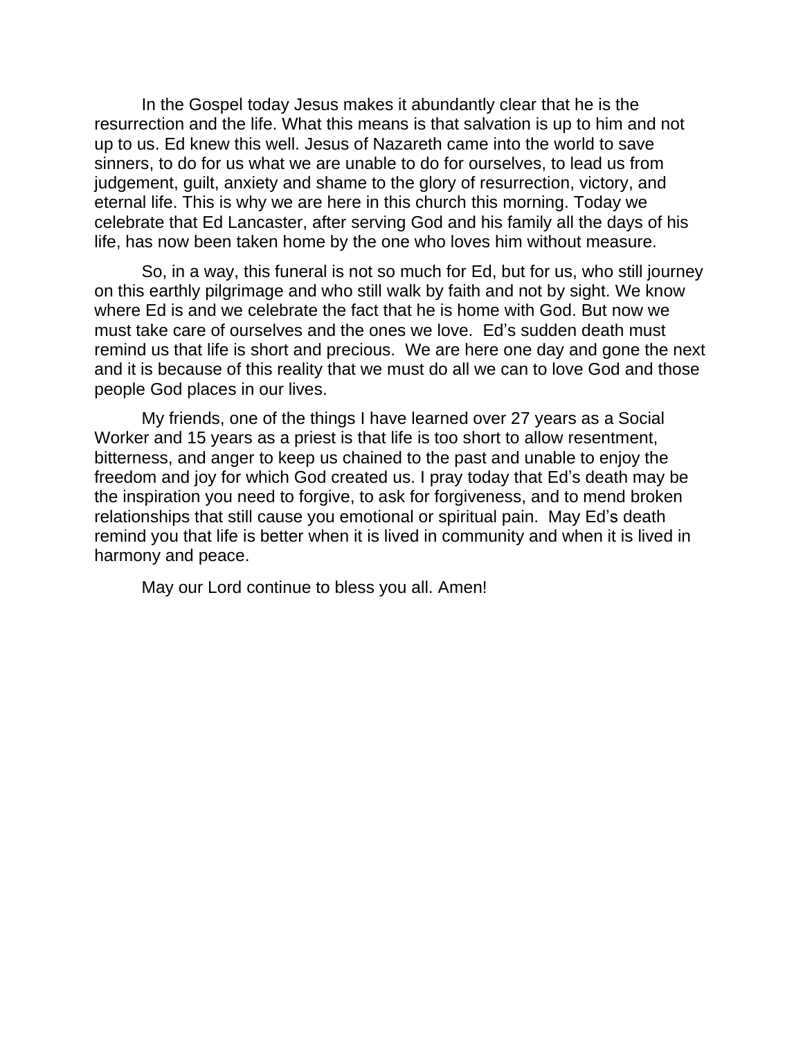In the Gospel today Jesus makes it abundantly clear that he is the resurrection and the life. What this means is that salvation is up to him and not up to us. Ed knew this well. Jesus of Nazareth came into the world to save sinners, to do for us what we are unable to do for ourselves, to lead us from judgement, guilt, anxiety and shame to the glory of resurrection, victory, and eternal life. This is why we are here in this church this morning. Today we celebrate that Ed Lancaster, after serving God and his family all the days of his life, has now been taken home by the one who loves him without measure.

So, in a way, this funeral is not so much for Ed, but for us, who still journey on this earthly pilgrimage and who still walk by faith and not by sight. We know where Ed is and we celebrate the fact that he is home with God. But now we must take care of ourselves and the ones we love.  Ed's sudden death must remind us that life is short and precious.  We are here one day and gone the next and it is because of this reality that we must do all we can to love God and those people God places in our lives.

My friends, one of the things I have learned over 27 years as a Social Worker and 15 years as a priest is that life is too short to allow resentment, bitterness, and anger to keep us chained to the past and unable to enjoy the freedom and joy for which God created us. I pray today that Ed's death may be the inspiration you need to forgive, to ask for forgiveness, and to mend broken relationships that still cause you emotional or spiritual pain.  May Ed's death remind you that life is better when it is lived in community and when it is lived in harmony and peace.

May our Lord continue to bless you all. Amen!